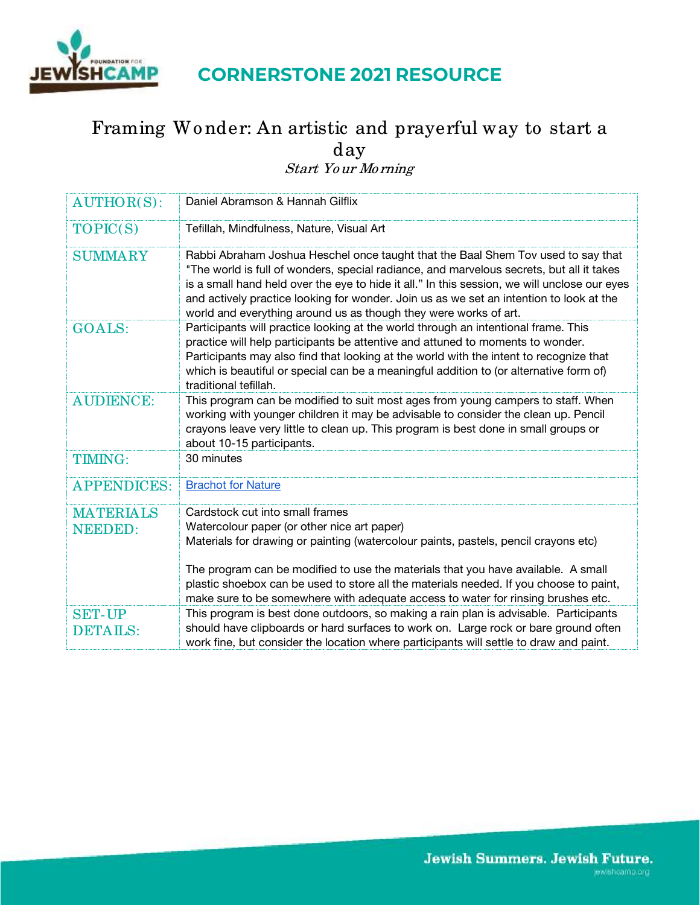## CORNERSTONE 2021 RESOURCE

# Framing Wonder: An artistic and prayerful way to start a day

*Start Your Morning*

| | |
|---|---|
| AUTHOR(S): | Daniel Abramson & Hannah Gilflix |
| TOPIC(S) | Tefillah, Mindfulness, Nature, Visual Art |
| SUMMARY | Rabbi Abraham Joshua Heschel once taught that the Baal Shem Tov used to say that "The world is full of wonders, special radiance, and marvelous secrets, but all it takes is a small hand held over the eye to hide it all." In this session, we will unclose our eyes and actively practice looking for wonder. Join us as we set an intention to look at the world and everything around us as though they were works of art. |
| GOALS: | Participants will practice looking at the world through an intentional frame. This practice will help participants be attentive and attuned to moments to wonder. Participants may also find that looking at the world with the intent to recognize that which is beautiful or special can be a meaningful addition to (or alternative form of) traditional tefillah. |
| AUDIENCE: | This program can be modified to suit most ages from young campers to staff. When working with younger children it may be advisable to consider the clean up. Pencil crayons leave very little to clean up. This program is best done in small groups or about 10-15 participants. |
| TIMING: | 30 minutes |
| APPENDICES: | Brachot for Nature |
| MATERIALS NEEDED: | Cardstock cut into small frames<br>Watercolour paper (or other nice art paper)<br>Materials for drawing or painting (watercolour paints, pastels, pencil crayons etc)<br><br>The program can be modified to use the materials that you have available. A small plastic shoebox can be used to store all the materials needed. If you choose to paint, make sure to be somewhere with adequate access to water for rinsing brushes etc. |
| SET-UP DETAILS: | This program is best done outdoors, so making a rain plan is advisable. Participants should have clipboards or hard surfaces to work on. Large rock or bare ground often work fine, but consider the location where participants will settle to draw and paint. |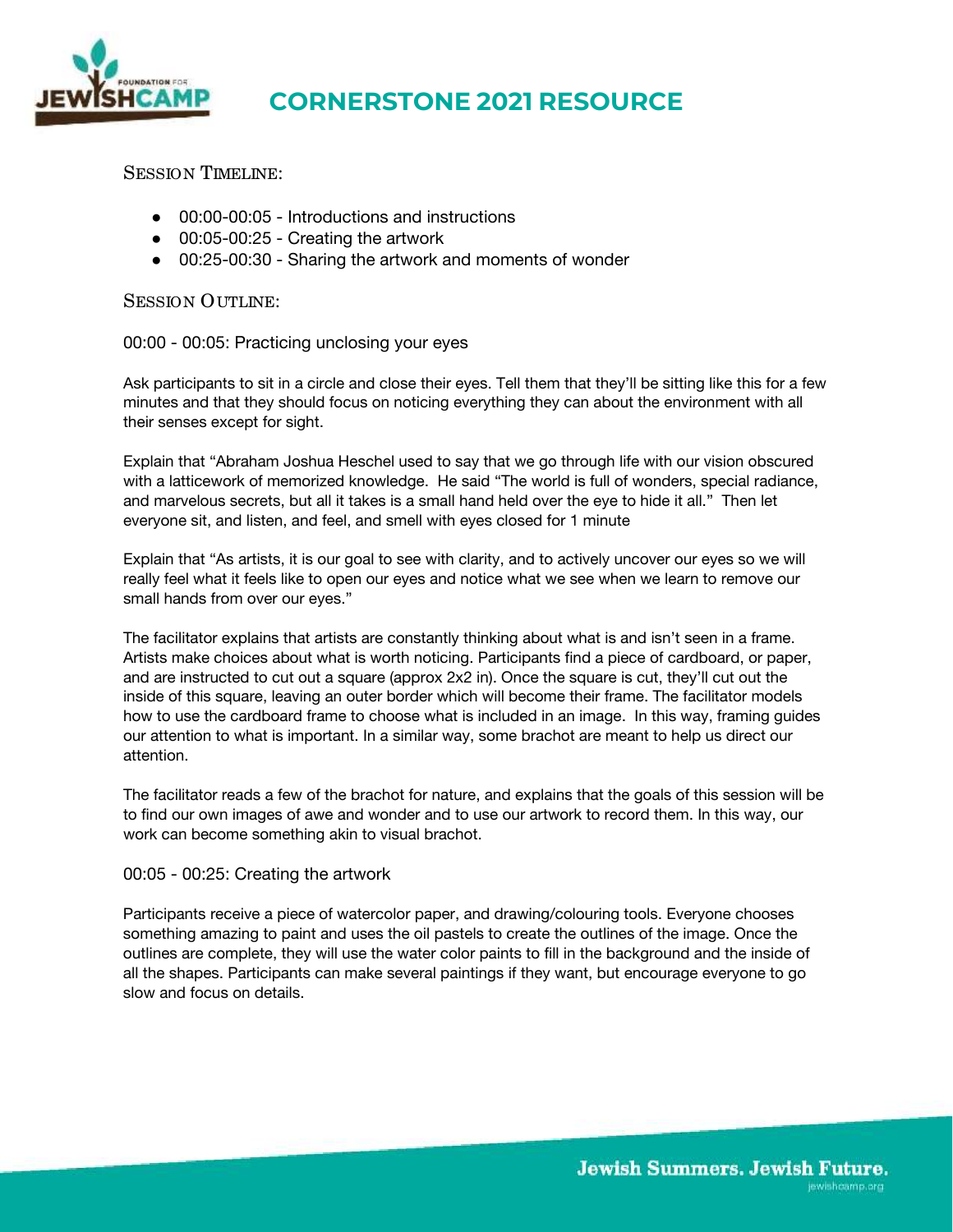### Session Timeline:

- 00:00-00:05 - Introductions and instructions
- 00:05-00:25 - Creating the artwork
- 00:25-00:30 - Sharing the artwork and moments of wonder

### Session Outline:

00:00 - 00:05: Practicing unclosing your eyes

Ask participants to sit in a circle and close their eyes. Tell them that they'll be sitting like this for a few minutes and that they should focus on noticing everything they can about the environment with all their senses except for sight.

Explain that "Abraham Joshua Heschel used to say that we go through life with our vision obscured with a latticework of memorized knowledge. He said "The world is full of wonders, special radiance, and marvelous secrets, but all it takes is a small hand held over the eye to hide it all." Then let everyone sit, and listen, and feel, and smell with eyes closed for 1 minute

Explain that "As artists, it is our goal to see with clarity, and to actively uncover our eyes so we will really feel what it feels like to open our eyes and notice what we see when we learn to remove our small hands from over our eyes."

The facilitator explains that artists are constantly thinking about what is and isn't seen in a frame. Artists make choices about what is worth noticing. Participants find a piece of cardboard, or paper, and are instructed to cut out a square (approx 2x2 in). Once the square is cut, they'll cut out the inside of this square, leaving an outer border which will become their frame. The facilitator models how to use the cardboard frame to choose what is included in an image. In this way, framing guides our attention to what is important. In a similar way, some brachot are meant to help us direct our attention.

The facilitator reads a few of the brachot for nature, and explains that the goals of this session will be to find our own images of awe and wonder and to use our artwork to record them. In this way, our work can become something akin to visual brachot.

00:05 - 00:25: Creating the artwork

Participants receive a piece of watercolor paper, and drawing/colouring tools. Everyone chooses something amazing to paint and uses the oil pastels to create the outlines of the image. Once the outlines are complete, they will use the water color paints to fill in the background and the inside of all the shapes. Participants can make several paintings if they want, but encourage everyone to go slow and focus on details.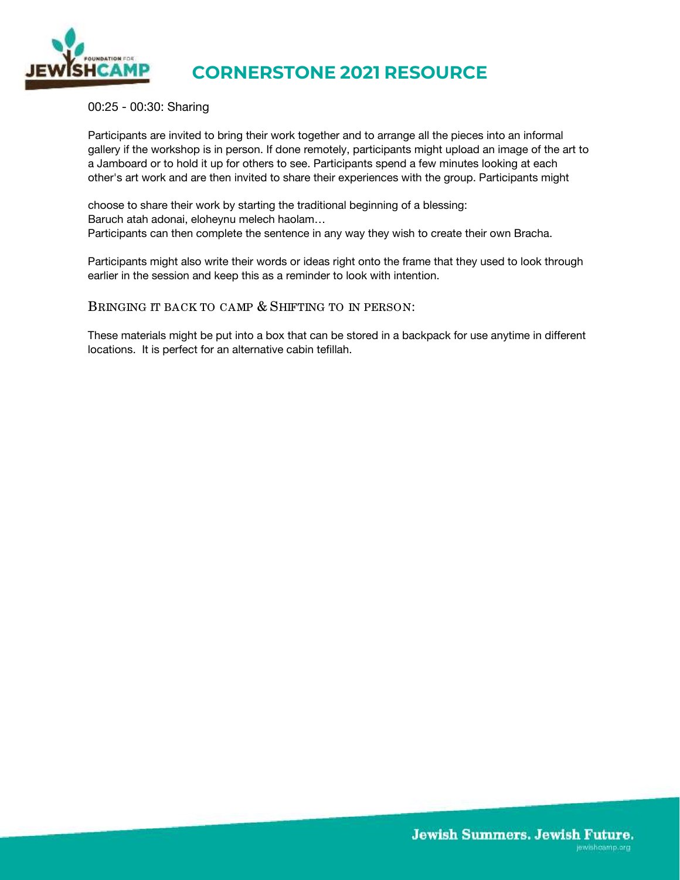00:25 - 00:30: Sharing

Participants are invited to bring their work together and to arrange all the pieces into an informal gallery if the workshop is in person. If done remotely, participants might upload an image of the art to a Jamboard or to hold it up for others to see. Participants spend a few minutes looking at each other's art work and are then invited to share their experiences with the group. Participants might

choose to share their work by starting the traditional beginning of a blessing:
Baruch atah adonai, eloheynu melech haolam…
Participants can then complete the sentence in any way they wish to create their own Bracha.

Participants might also write their words or ideas right onto the frame that they used to look through earlier in the session and keep this as a reminder to look with intention.

### Bringing it back to camp & Shifting to in person:

These materials might be put into a box that can be stored in a backpack for use anytime in different locations. It is perfect for an alternative cabin tefillah.